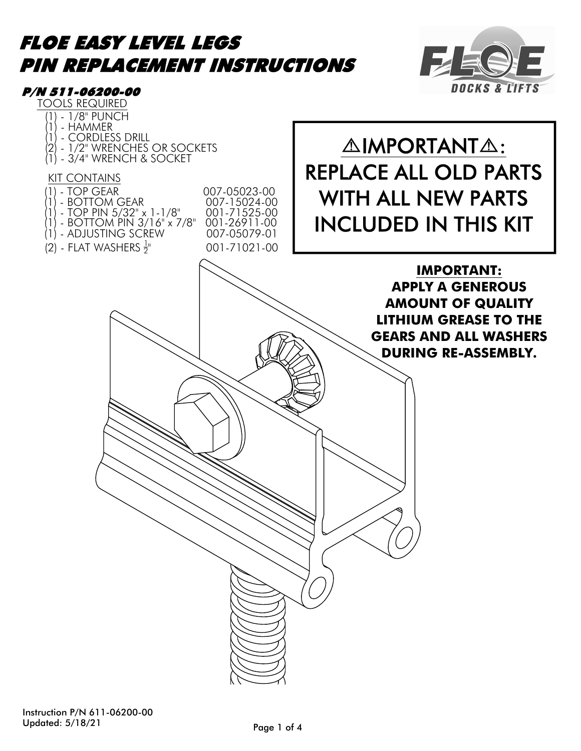# FLOE EASY LEVEL LEGS PIN REPLACEMENT INSTRUCTIONS

### P/N 511-06200-00

TOOLS REQUIRED

- (1) - 1/8" PUNCH
- (1) - HAMMER
- (1) - CORDLESS DRILL
- (2) - 1/2" WRENCHES OR SOCKETS
- (1) - 3/4" WRENCH & SOCKET

KIT CONTAINS

| Qty / Part | P/N |
| --- | --- |
| (1) - TOP GEAR | 007-05023-00 |
| (1) - BOTTOM GEAR | 007-15024-00 |
| (1) - TOP PIN 5/32" x 1-1/8" | 001-71525-00 |
| (1) - BOTTOM PIN 3/16" x 7/8" | 001-26911-00 |
| (1) - ADJUSTING SCREW | 007-05079-01 |
| (2) - FLAT WASHERS 1/2" | 001-71021-00 |

**⚠IMPORTANT⚠: REPLACE ALL OLD PARTS WITH ALL NEW PARTS INCLUDED IN THIS KIT**

**IMPORTANT: APPLY A GENEROUS AMOUNT OF QUALITY LITHIUM GREASE TO THE GEARS AND ALL WASHERS DURING RE-ASSEMBLY.**

Instruction P/N 611-06200-00
Updated: 5/18/21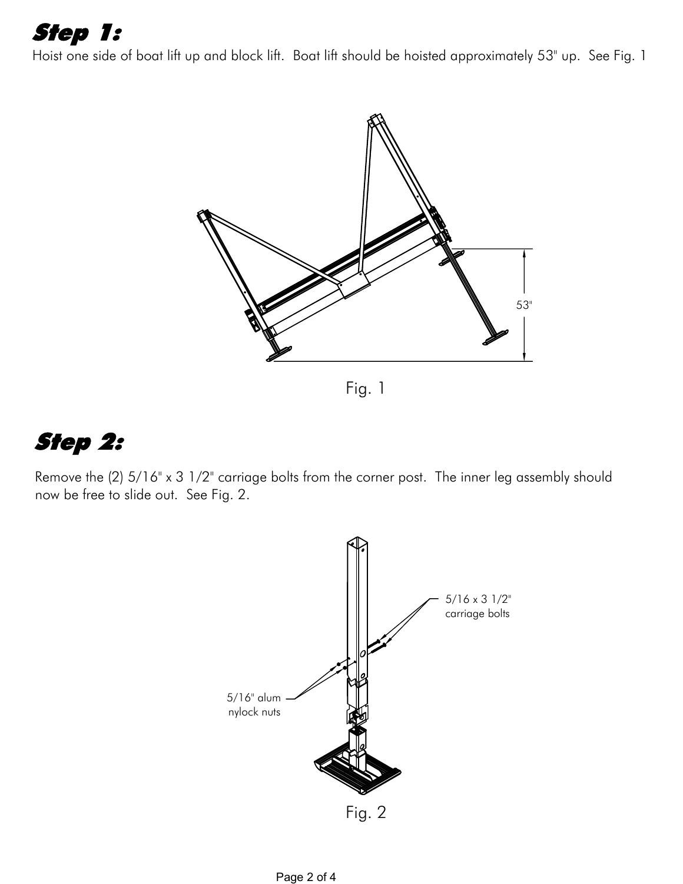## Step 1:

Hoist one side of boat lift up and block lift. Boat lift should be hoisted approximately 53" up. See Fig. 1

53"

Fig. 1

## Step 2:

Remove the (2) 5/16" x 3 1/2" carriage bolts from the corner post. The inner leg assembly should now be free to slide out. See Fig. 2.

5/16 x 3 1/2" carriage bolts

5/16" alum nylock nuts

Fig. 2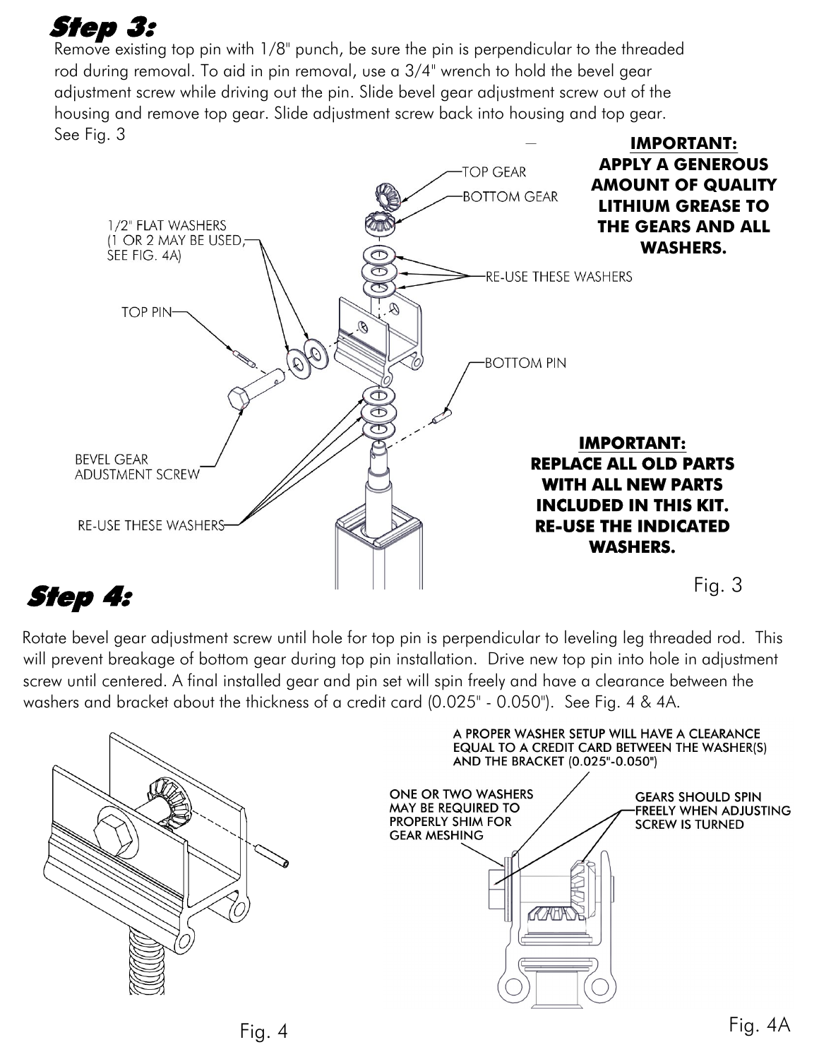## Step 3:

Remove existing top pin with 1/8" punch, be sure the pin is perpendicular to the threaded rod during removal. To aid in pin removal, use a 3/4" wrench to hold the bevel gear adjustment screw while driving out the pin. Slide bevel gear adjustment screw out of the housing and remove top gear. Slide adjustment screw back into housing and top gear. See Fig. 3

**IMPORTANT:**
**APPLY A GENEROUS AMOUNT OF QUALITY LITHIUM GREASE TO THE GEARS AND ALL WASHERS.**

TOP GEAR
BOTTOM GEAR
1/2" FLAT WASHERS (1 OR 2 MAY BE USED, SEE FIG. 4A)
RE-USE THESE WASHERS
TOP PIN
BOTTOM PIN
BEVEL GEAR ADUSTMENT SCREW
RE-USE THESE WASHERS

**IMPORTANT:**
**REPLACE ALL OLD PARTS WITH ALL NEW PARTS INCLUDED IN THIS KIT. RE-USE THE INDICATED WASHERS.**

Fig. 3

## Step 4:

Rotate bevel gear adjustment screw until hole for top pin is perpendicular to leveling leg threaded rod. This will prevent breakage of bottom gear during top pin installation. Drive new top pin into hole in adjustment screw until centered. A final installed gear and pin set will spin freely and have a clearance between the washers and bracket about the thickness of a credit card (0.025" - 0.050"). See Fig. 4 & 4A.

A PROPER WASHER SETUP WILL HAVE A CLEARANCE EQUAL TO A CREDIT CARD BETWEEN THE WASHER(S) AND THE BRACKET (0.025"-0.050")

ONE OR TWO WASHERS MAY BE REQUIRED TO PROPERLY SHIM FOR GEAR MESHING

GEARS SHOULD SPIN FREELY WHEN ADJUSTING SCREW IS TURNED

Fig. 4

Fig. 4A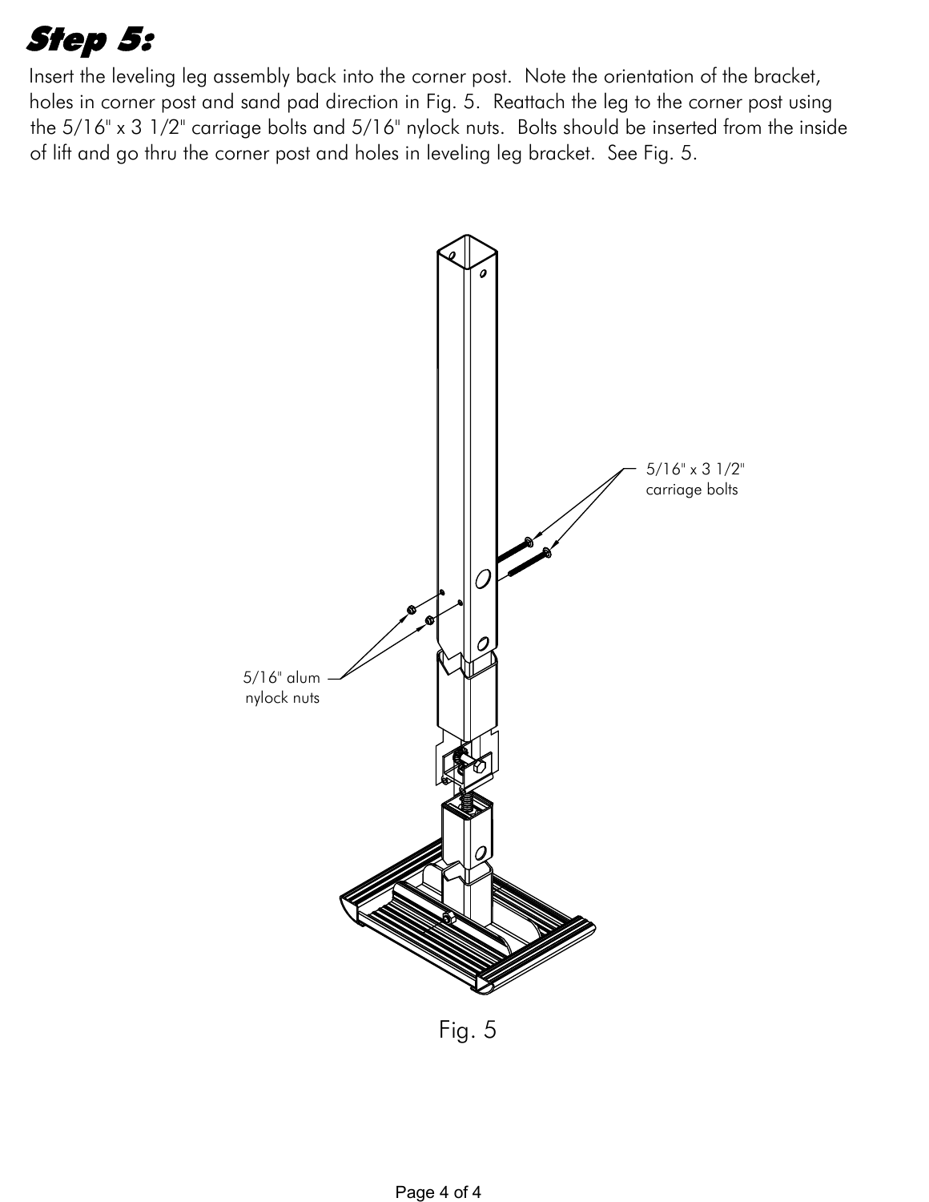## Step 5:

Insert the leveling leg assembly back into the corner post. Note the orientation of the bracket, holes in corner post and sand pad direction in Fig. 5. Reattach the leg to the corner post using the 5/16" x 3 1/2" carriage bolts and 5/16" nylock nuts. Bolts should be inserted from the inside of lift and go thru the corner post and holes in leveling leg bracket. See Fig. 5.

5/16" x 3 1/2" carriage bolts

5/16" alum nylock nuts

Fig. 5